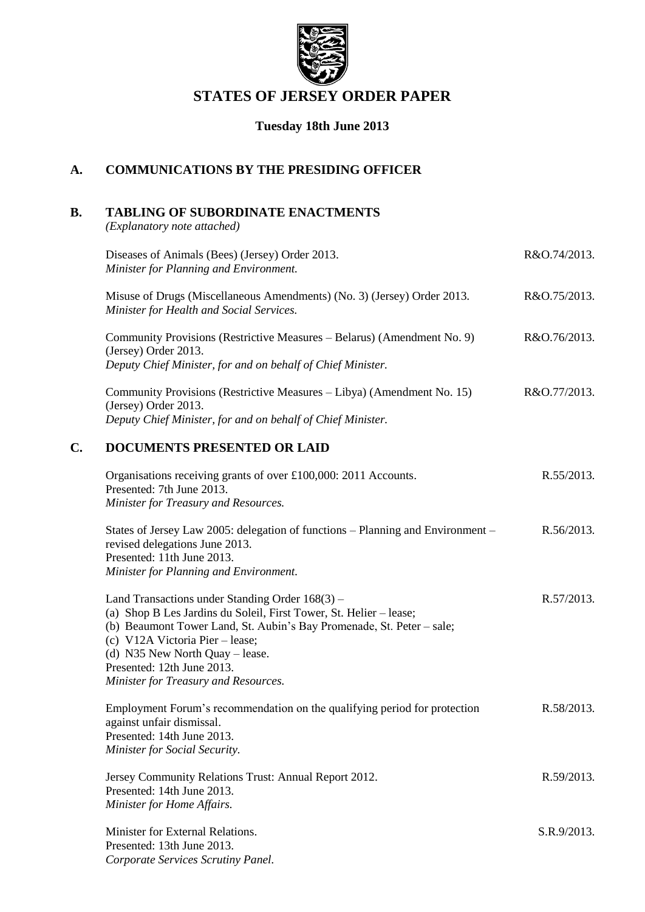# STATES OF JERSEY ORDER PAPER

**Tuesday 18th June 2013**

## A. COMMUNICATIONS BY THE PRESIDING OFFICER

## B. TABLING OF SUBORDINATE ENACTMENTS

*(Explanatory note attached)*

Diseases of Animals (Bees) (Jersey) Order 2013. — R&O.74/2013.
*Minister for Planning and Environment.*

Misuse of Drugs (Miscellaneous Amendments) (No. 3) (Jersey) Order 2013. — R&O.75/2013.
*Minister for Health and Social Services.*

Community Provisions (Restrictive Measures – Belarus) (Amendment No. 9) (Jersey) Order 2013. — R&O.76/2013.
*Deputy Chief Minister, for and on behalf of Chief Minister.*

Community Provisions (Restrictive Measures – Libya) (Amendment No. 15) (Jersey) Order 2013. — R&O.77/2013.
*Deputy Chief Minister, for and on behalf of Chief Minister.*

## C. DOCUMENTS PRESENTED OR LAID

Organisations receiving grants of over £100,000: 2011 Accounts. — R.55/2013.
Presented: 7th June 2013.
*Minister for Treasury and Resources.*

States of Jersey Law 2005: delegation of functions – Planning and Environment – revised delegations June 2013. — R.56/2013.
Presented: 11th June 2013.
*Minister for Planning and Environment.*

Land Transactions under Standing Order 168(3) – — R.57/2013.
(a) Shop B Les Jardins du Soleil, First Tower, St. Helier – lease;
(b) Beaumont Tower Land, St. Aubin's Bay Promenade, St. Peter – sale;
(c) V12A Victoria Pier – lease;
(d) N35 New North Quay – lease.
Presented: 12th June 2013.
*Minister for Treasury and Resources.*

Employment Forum's recommendation on the qualifying period for protection against unfair dismissal. — R.58/2013.
Presented: 14th June 2013.
*Minister for Social Security.*

Jersey Community Relations Trust: Annual Report 2012. — R.59/2013.
Presented: 14th June 2013.
*Minister for Home Affairs.*

Minister for External Relations. — S.R.9/2013.
Presented: 13th June 2013.
*Corporate Services Scrutiny Panel.*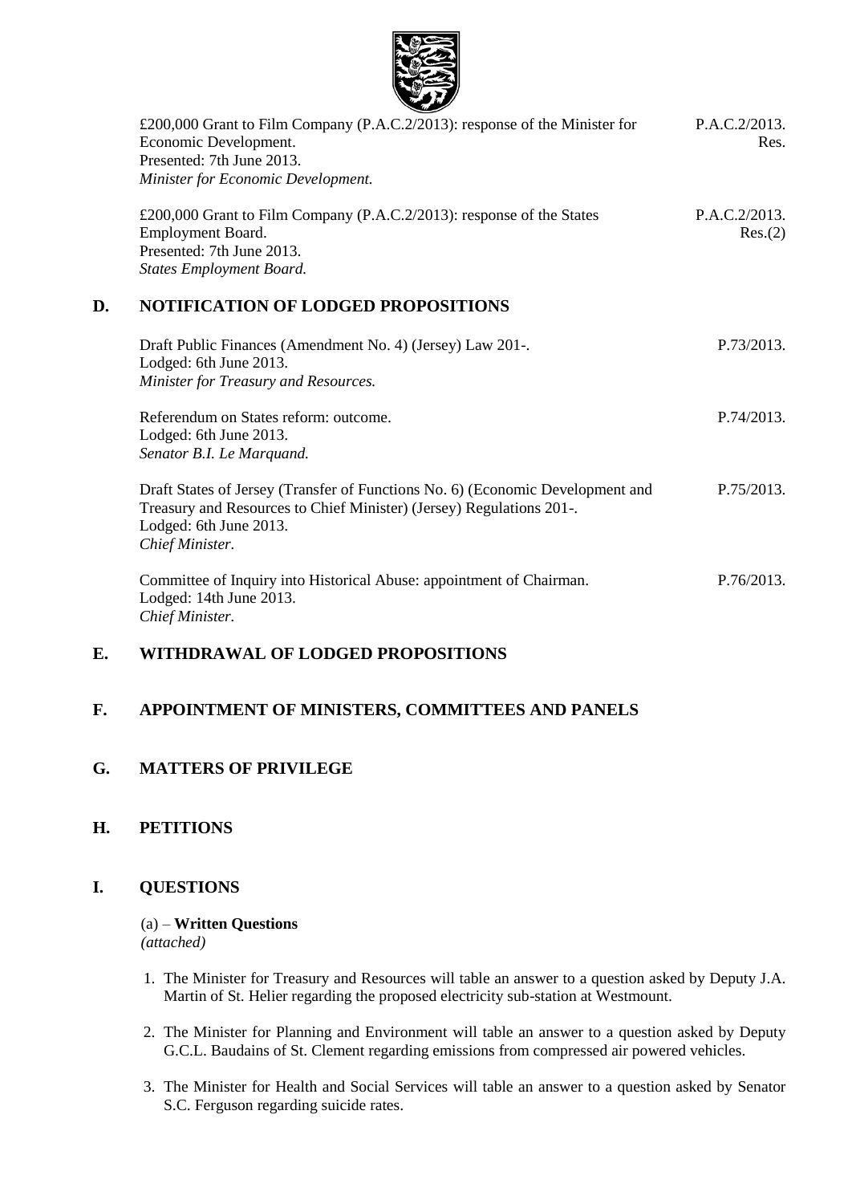£200,000 Grant to Film Company (P.A.C.2/2013): response of the Minister for Economic Development.
Presented: 7th June 2013.
*Minister for Economic Development.* — P.A.C.2/2013. Res.

£200,000 Grant to Film Company (P.A.C.2/2013): response of the States Employment Board.
Presented: 7th June 2013.
*States Employment Board.* — P.A.C.2/2013. Res.(2)

## D. NOTIFICATION OF LODGED PROPOSITIONS

Draft Public Finances (Amendment No. 4) (Jersey) Law 201-.
Lodged: 6th June 2013.
*Minister for Treasury and Resources.* — P.73/2013.

Referendum on States reform: outcome.
Lodged: 6th June 2013.
*Senator B.I. Le Marquand.* — P.74/2013.

Draft States of Jersey (Transfer of Functions No. 6) (Economic Development and Treasury and Resources to Chief Minister) (Jersey) Regulations 201-.
Lodged: 6th June 2013.
*Chief Minister.* — P.75/2013.

Committee of Inquiry into Historical Abuse: appointment of Chairman.
Lodged: 14th June 2013.
*Chief Minister.* — P.76/2013.

## E. WITHDRAWAL OF LODGED PROPOSITIONS

## F. APPOINTMENT OF MINISTERS, COMMITTEES AND PANELS

## G. MATTERS OF PRIVILEGE

## H. PETITIONS

## I. QUESTIONS

(a) – **Written Questions**
*(attached)*

1. The Minister for Treasury and Resources will table an answer to a question asked by Deputy J.A. Martin of St. Helier regarding the proposed electricity sub-station at Westmount.
2. The Minister for Planning and Environment will table an answer to a question asked by Deputy G.C.L. Baudains of St. Clement regarding emissions from compressed air powered vehicles.
3. The Minister for Health and Social Services will table an answer to a question asked by Senator S.C. Ferguson regarding suicide rates.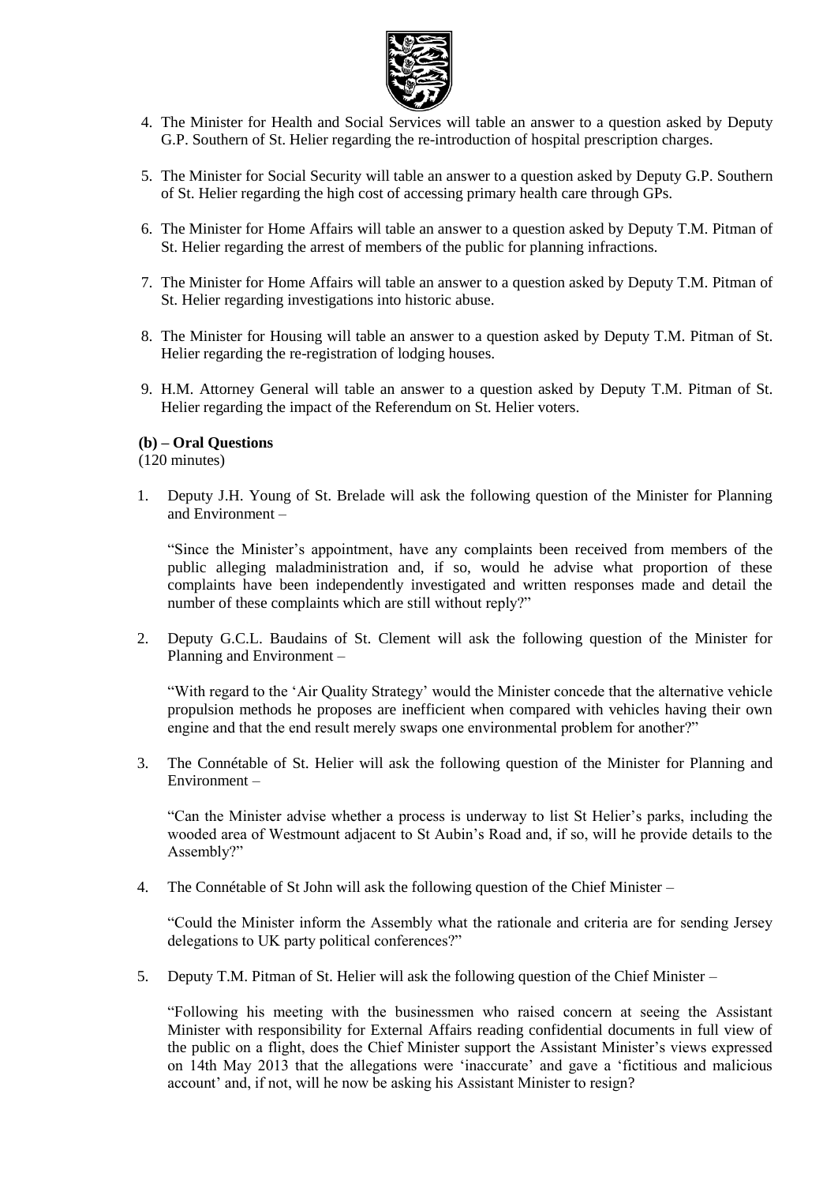4. The Minister for Health and Social Services will table an answer to a question asked by Deputy G.P. Southern of St. Helier regarding the re-introduction of hospital prescription charges.

5. The Minister for Social Security will table an answer to a question asked by Deputy G.P. Southern of St. Helier regarding the high cost of accessing primary health care through GPs.

6. The Minister for Home Affairs will table an answer to a question asked by Deputy T.M. Pitman of St. Helier regarding the arrest of members of the public for planning infractions.

7. The Minister for Home Affairs will table an answer to a question asked by Deputy T.M. Pitman of St. Helier regarding investigations into historic abuse.

8. The Minister for Housing will table an answer to a question asked by Deputy T.M. Pitman of St. Helier regarding the re-registration of lodging houses.

9. H.M. Attorney General will table an answer to a question asked by Deputy T.M. Pitman of St. Helier regarding the impact of the Referendum on St. Helier voters.

**(b) – Oral Questions**
(120 minutes)

1. Deputy J.H. Young of St. Brelade will ask the following question of the Minister for Planning and Environment –

   "Since the Minister's appointment, have any complaints been received from members of the public alleging maladministration and, if so, would he advise what proportion of these complaints have been independently investigated and written responses made and detail the number of these complaints which are still without reply?"

2. Deputy G.C.L. Baudains of St. Clement will ask the following question of the Minister for Planning and Environment –

   "With regard to the 'Air Quality Strategy' would the Minister concede that the alternative vehicle propulsion methods he proposes are inefficient when compared with vehicles having their own engine and that the end result merely swaps one environmental problem for another?"

3. The Connétable of St. Helier will ask the following question of the Minister for Planning and Environment –

   "Can the Minister advise whether a process is underway to list St Helier's parks, including the wooded area of Westmount adjacent to St Aubin's Road and, if so, will he provide details to the Assembly?"

4. The Connétable of St John will ask the following question of the Chief Minister –

   "Could the Minister inform the Assembly what the rationale and criteria are for sending Jersey delegations to UK party political conferences?"

5. Deputy T.M. Pitman of St. Helier will ask the following question of the Chief Minister –

   "Following his meeting with the businessmen who raised concern at seeing the Assistant Minister with responsibility for External Affairs reading confidential documents in full view of the public on a flight, does the Chief Minister support the Assistant Minister's views expressed on 14th May 2013 that the allegations were 'inaccurate' and gave a 'fictitious and malicious account' and, if not, will he now be asking his Assistant Minister to resign?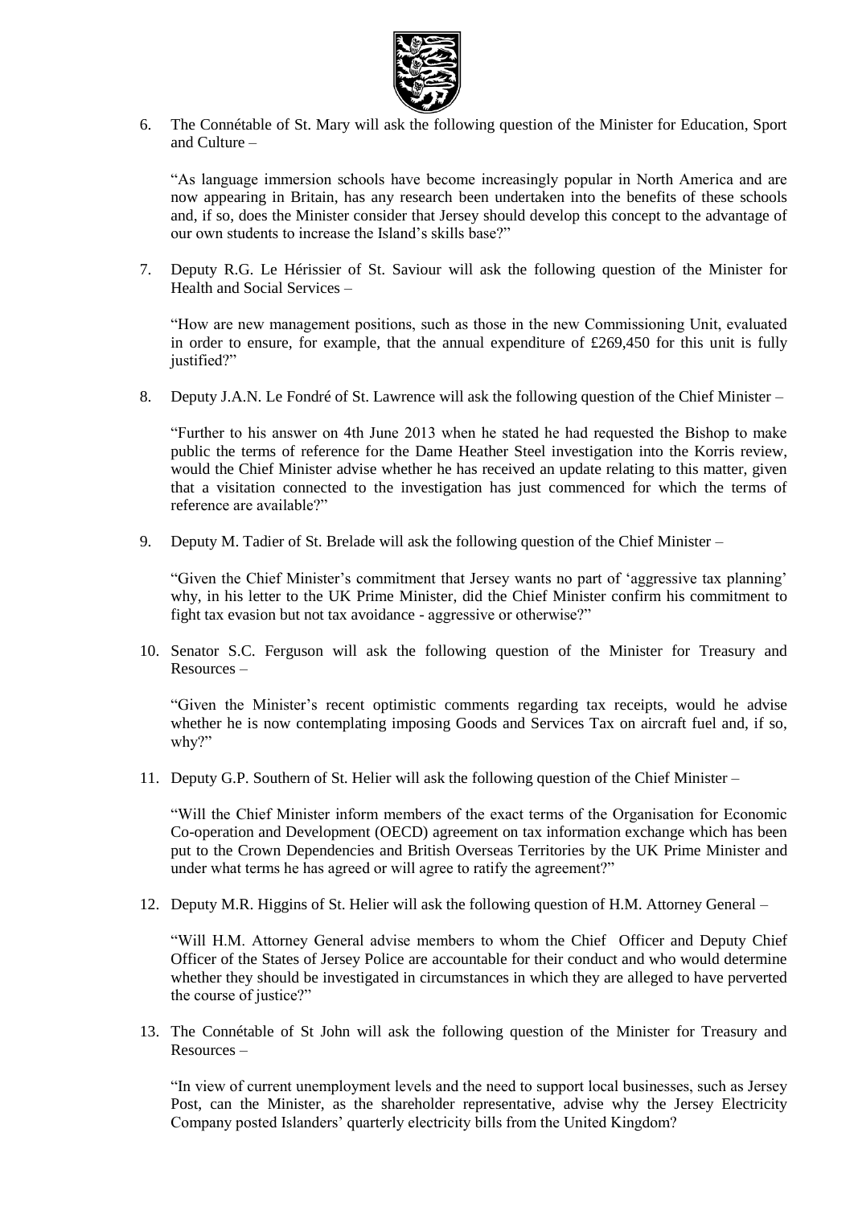6. The Connétable of St. Mary will ask the following question of the Minister for Education, Sport and Culture –

   "As language immersion schools have become increasingly popular in North America and are now appearing in Britain, has any research been undertaken into the benefits of these schools and, if so, does the Minister consider that Jersey should develop this concept to the advantage of our own students to increase the Island's skills base?"

7. Deputy R.G. Le Hérissier of St. Saviour will ask the following question of the Minister for Health and Social Services –

   "How are new management positions, such as those in the new Commissioning Unit, evaluated in order to ensure, for example, that the annual expenditure of £269,450 for this unit is fully justified?"

8. Deputy J.A.N. Le Fondré of St. Lawrence will ask the following question of the Chief Minister –

   "Further to his answer on 4th June 2013 when he stated he had requested the Bishop to make public the terms of reference for the Dame Heather Steel investigation into the Korris review, would the Chief Minister advise whether he has received an update relating to this matter, given that a visitation connected to the investigation has just commenced for which the terms of reference are available?"

9. Deputy M. Tadier of St. Brelade will ask the following question of the Chief Minister –

   "Given the Chief Minister's commitment that Jersey wants no part of 'aggressive tax planning' why, in his letter to the UK Prime Minister, did the Chief Minister confirm his commitment to fight tax evasion but not tax avoidance - aggressive or otherwise?"

10. Senator S.C. Ferguson will ask the following question of the Minister for Treasury and Resources –

    "Given the Minister's recent optimistic comments regarding tax receipts, would he advise whether he is now contemplating imposing Goods and Services Tax on aircraft fuel and, if so, why?"

11. Deputy G.P. Southern of St. Helier will ask the following question of the Chief Minister –

    "Will the Chief Minister inform members of the exact terms of the Organisation for Economic Co-operation and Development (OECD) agreement on tax information exchange which has been put to the Crown Dependencies and British Overseas Territories by the UK Prime Minister and under what terms he has agreed or will agree to ratify the agreement?"

12. Deputy M.R. Higgins of St. Helier will ask the following question of H.M. Attorney General –

    "Will H.M. Attorney General advise members to whom the Chief Officer and Deputy Chief Officer of the States of Jersey Police are accountable for their conduct and who would determine whether they should be investigated in circumstances in which they are alleged to have perverted the course of justice?"

13. The Connétable of St John will ask the following question of the Minister for Treasury and Resources –

    "In view of current unemployment levels and the need to support local businesses, such as Jersey Post, can the Minister, as the shareholder representative, advise why the Jersey Electricity Company posted Islanders' quarterly electricity bills from the United Kingdom?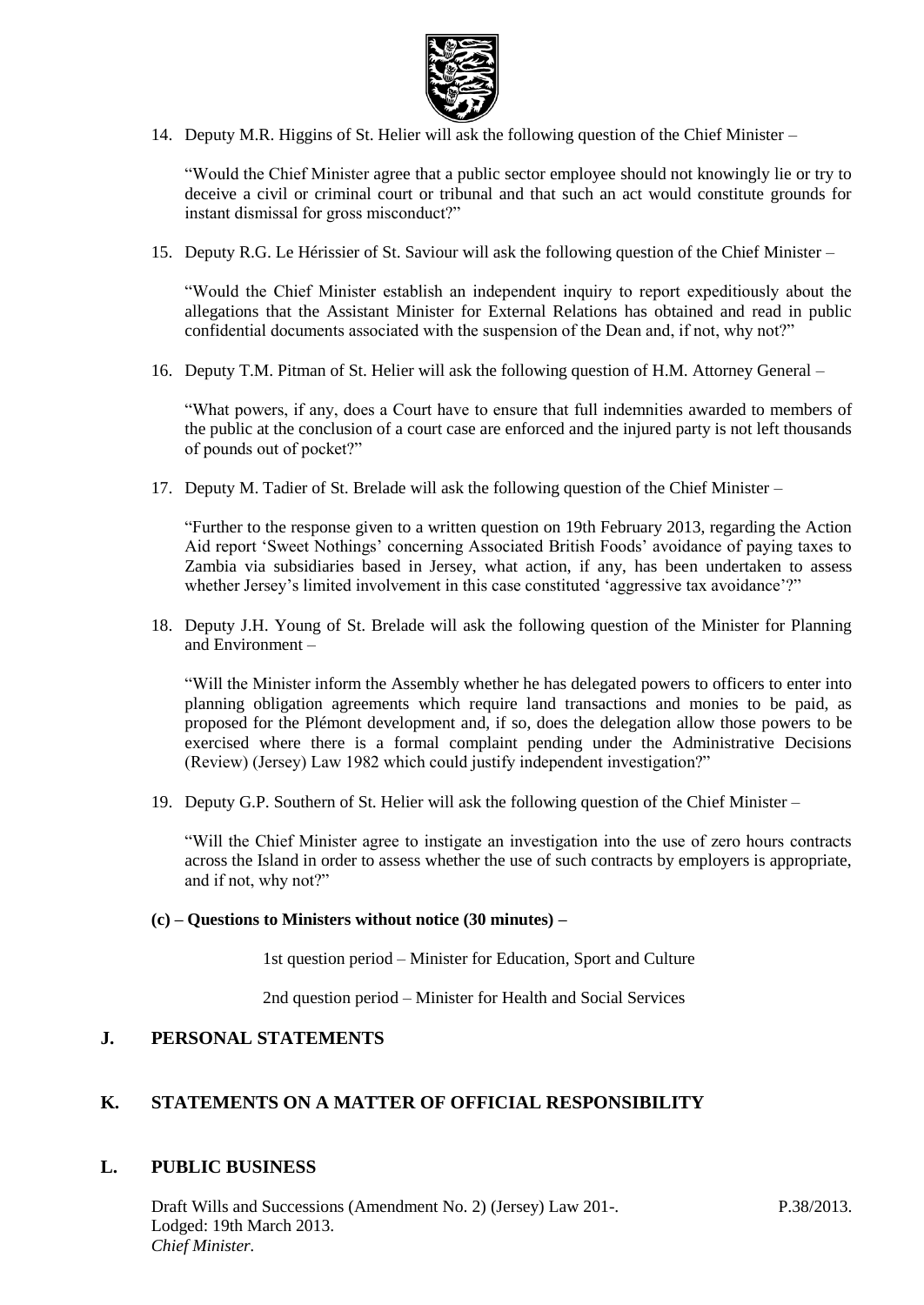14. Deputy M.R. Higgins of St. Helier will ask the following question of the Chief Minister –

    "Would the Chief Minister agree that a public sector employee should not knowingly lie or try to deceive a civil or criminal court or tribunal and that such an act would constitute grounds for instant dismissal for gross misconduct?"

15. Deputy R.G. Le Hérissier of St. Saviour will ask the following question of the Chief Minister –

    "Would the Chief Minister establish an independent inquiry to report expeditiously about the allegations that the Assistant Minister for External Relations has obtained and read in public confidential documents associated with the suspension of the Dean and, if not, why not?"

16. Deputy T.M. Pitman of St. Helier will ask the following question of H.M. Attorney General –

    "What powers, if any, does a Court have to ensure that full indemnities awarded to members of the public at the conclusion of a court case are enforced and the injured party is not left thousands of pounds out of pocket?"

17. Deputy M. Tadier of St. Brelade will ask the following question of the Chief Minister –

    "Further to the response given to a written question on 19th February 2013, regarding the Action Aid report 'Sweet Nothings' concerning Associated British Foods' avoidance of paying taxes to Zambia via subsidiaries based in Jersey, what action, if any, has been undertaken to assess whether Jersey's limited involvement in this case constituted 'aggressive tax avoidance'?"

18. Deputy J.H. Young of St. Brelade will ask the following question of the Minister for Planning and Environment –

    "Will the Minister inform the Assembly whether he has delegated powers to officers to enter into planning obligation agreements which require land transactions and monies to be paid, as proposed for the Plémont development and, if so, does the delegation allow those powers to be exercised where there is a formal complaint pending under the Administrative Decisions (Review) (Jersey) Law 1982 which could justify independent investigation?"

19. Deputy G.P. Southern of St. Helier will ask the following question of the Chief Minister –

    "Will the Chief Minister agree to instigate an investigation into the use of zero hours contracts across the Island in order to assess whether the use of such contracts by employers is appropriate, and if not, why not?"

**(c) – Questions to Ministers without notice (30 minutes) –**

1st question period – Minister for Education, Sport and Culture

2nd question period – Minister for Health and Social Services

## J. PERSONAL STATEMENTS

## K. STATEMENTS ON A MATTER OF OFFICIAL RESPONSIBILITY

## L. PUBLIC BUSINESS

Draft Wills and Successions (Amendment No. 2) (Jersey) Law 201-. P.38/2013.
Lodged: 19th March 2013.
*Chief Minister.*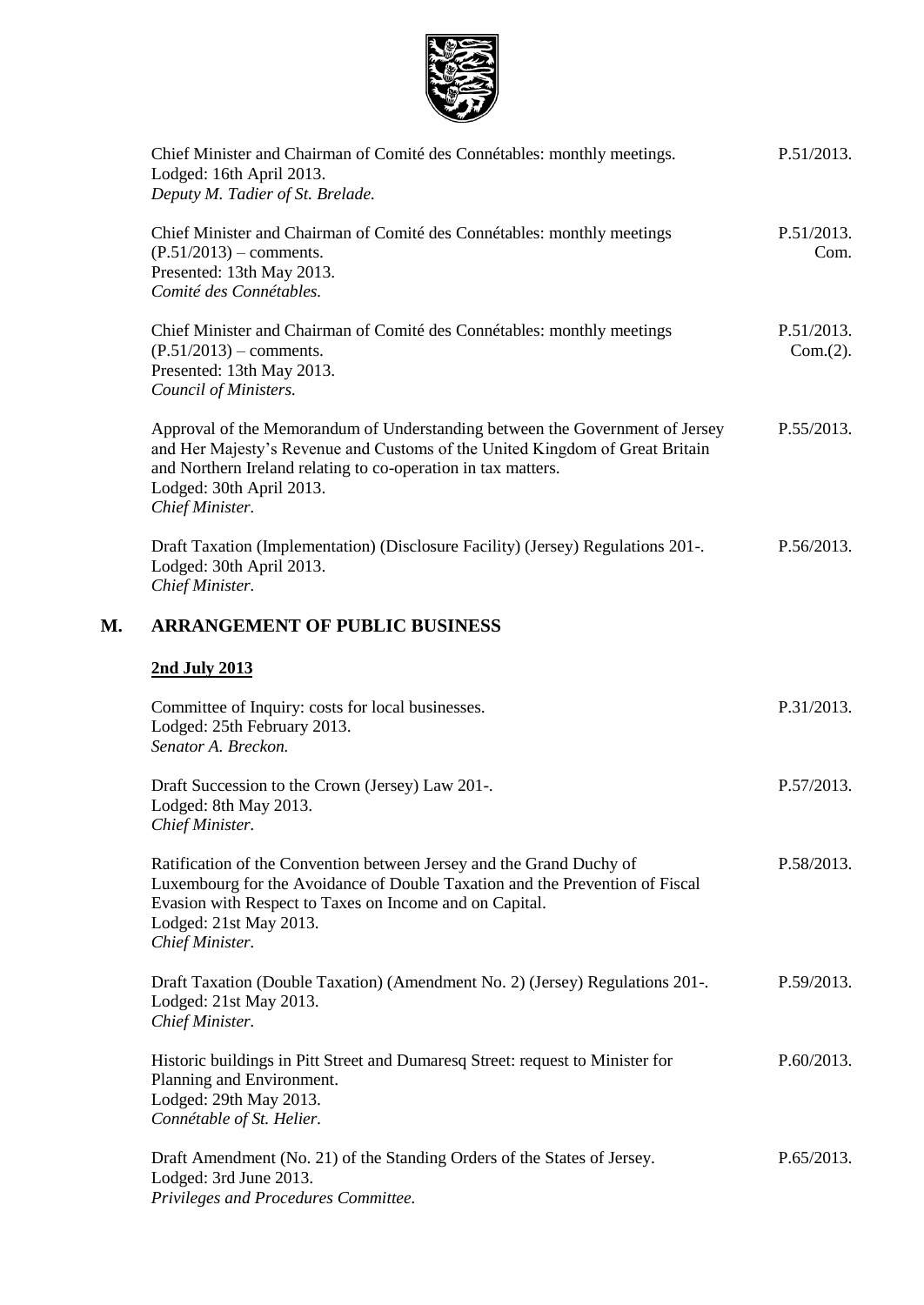Chief Minister and Chairman of Comité des Connétables: monthly meetings. P.51/2013.
Lodged: 16th April 2013.
*Deputy M. Tadier of St. Brelade.*

Chief Minister and Chairman of Comité des Connétables: monthly meetings (P.51/2013) – comments. P.51/2013. Com.
Presented: 13th May 2013.
*Comité des Connétables.*

Chief Minister and Chairman of Comité des Connétables: monthly meetings (P.51/2013) – comments. P.51/2013. Com.(2).
Presented: 13th May 2013.
*Council of Ministers.*

Approval of the Memorandum of Understanding between the Government of Jersey and Her Majesty's Revenue and Customs of the United Kingdom of Great Britain and Northern Ireland relating to co-operation in tax matters. P.55/2013.
Lodged: 30th April 2013.
*Chief Minister.*

Draft Taxation (Implementation) (Disclosure Facility) (Jersey) Regulations 201-. P.56/2013.
Lodged: 30th April 2013.
*Chief Minister.*

## M. ARRANGEMENT OF PUBLIC BUSINESS

**2nd July 2013**

Committee of Inquiry: costs for local businesses. P.31/2013.
Lodged: 25th February 2013.
*Senator A. Breckon.*

Draft Succession to the Crown (Jersey) Law 201-. P.57/2013.
Lodged: 8th May 2013.
*Chief Minister.*

Ratification of the Convention between Jersey and the Grand Duchy of Luxembourg for the Avoidance of Double Taxation and the Prevention of Fiscal Evasion with Respect to Taxes on Income and on Capital. P.58/2013.
Lodged: 21st May 2013.
*Chief Minister.*

Draft Taxation (Double Taxation) (Amendment No. 2) (Jersey) Regulations 201-. P.59/2013.
Lodged: 21st May 2013.
*Chief Minister.*

Historic buildings in Pitt Street and Dumaresq Street: request to Minister for Planning and Environment. P.60/2013.
Lodged: 29th May 2013.
*Connétable of St. Helier.*

Draft Amendment (No. 21) of the Standing Orders of the States of Jersey. P.65/2013.
Lodged: 3rd June 2013.
*Privileges and Procedures Committee.*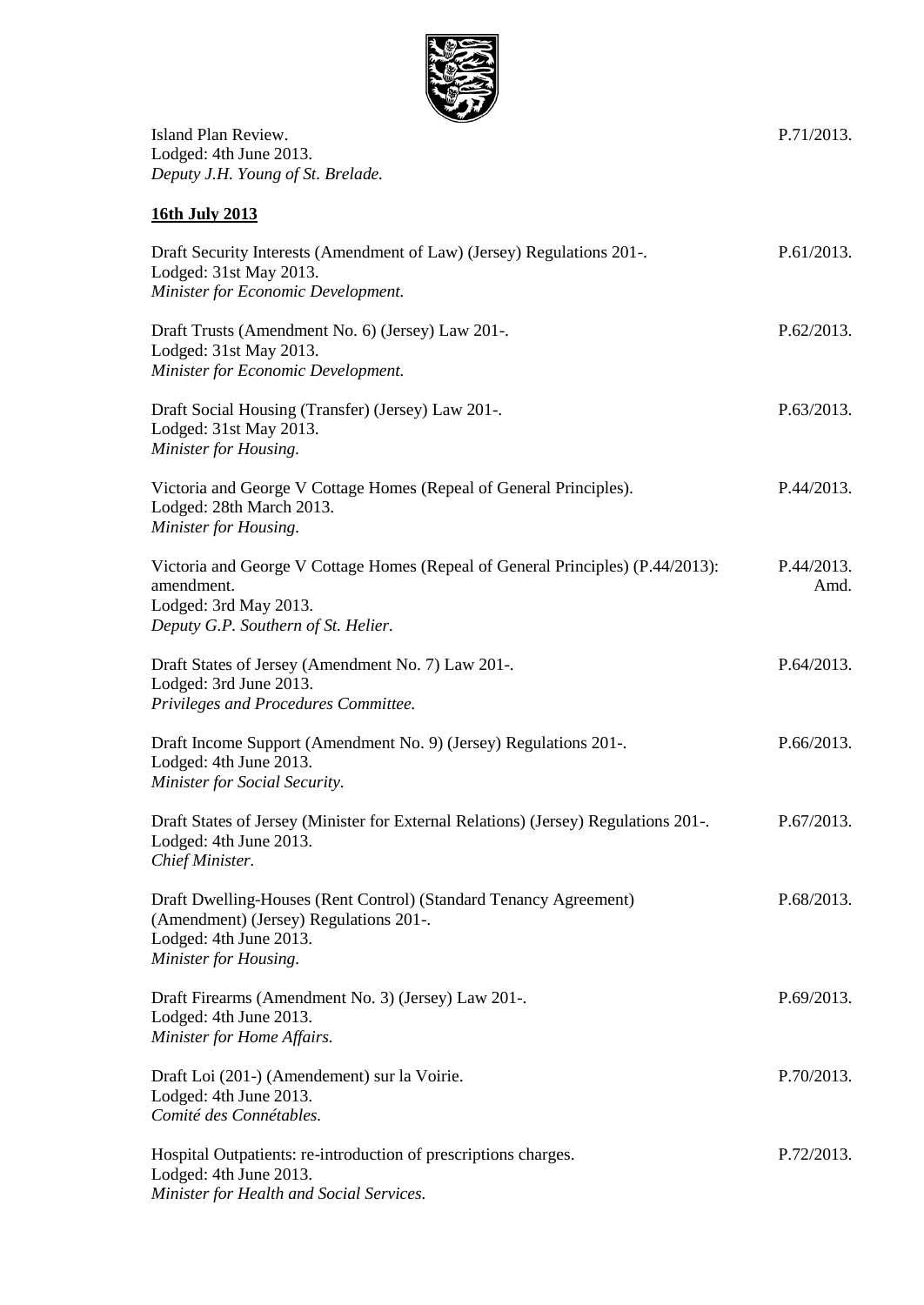Island Plan Review.
Lodged: 4th June 2013.
*Deputy J.H. Young of St. Brelade.*

P.71/2013.

**16th July 2013**

Draft Security Interests (Amendment of Law) (Jersey) Regulations 201-.
Lodged: 31st May 2013.
*Minister for Economic Development.*

P.61/2013.

Draft Trusts (Amendment No. 6) (Jersey) Law 201-.
Lodged: 31st May 2013.
*Minister for Economic Development.*

P.62/2013.

Draft Social Housing (Transfer) (Jersey) Law 201-.
Lodged: 31st May 2013.
*Minister for Housing.*

P.63/2013.

Victoria and George V Cottage Homes (Repeal of General Principles).
Lodged: 28th March 2013.
*Minister for Housing.*

P.44/2013.

Victoria and George V Cottage Homes (Repeal of General Principles) (P.44/2013): amendment.
Lodged: 3rd May 2013.
*Deputy G.P. Southern of St. Helier.*

P.44/2013. Amd.

Draft States of Jersey (Amendment No. 7) Law 201-.
Lodged: 3rd June 2013.
*Privileges and Procedures Committee.*

P.64/2013.

Draft Income Support (Amendment No. 9) (Jersey) Regulations 201-.
Lodged: 4th June 2013.
*Minister for Social Security.*

P.66/2013.

Draft States of Jersey (Minister for External Relations) (Jersey) Regulations 201-.
Lodged: 4th June 2013.
*Chief Minister.*

P.67/2013.

Draft Dwelling-Houses (Rent Control) (Standard Tenancy Agreement) (Amendment) (Jersey) Regulations 201-.
Lodged: 4th June 2013.
*Minister for Housing.*

P.68/2013.

Draft Firearms (Amendment No. 3) (Jersey) Law 201-.
Lodged: 4th June 2013.
*Minister for Home Affairs.*

P.69/2013.

Draft Loi (201-) (Amendement) sur la Voirie.
Lodged: 4th June 2013.
*Comité des Connétables.*

P.70/2013.

Hospital Outpatients: re-introduction of prescriptions charges.
Lodged: 4th June 2013.
*Minister for Health and Social Services.*

P.72/2013.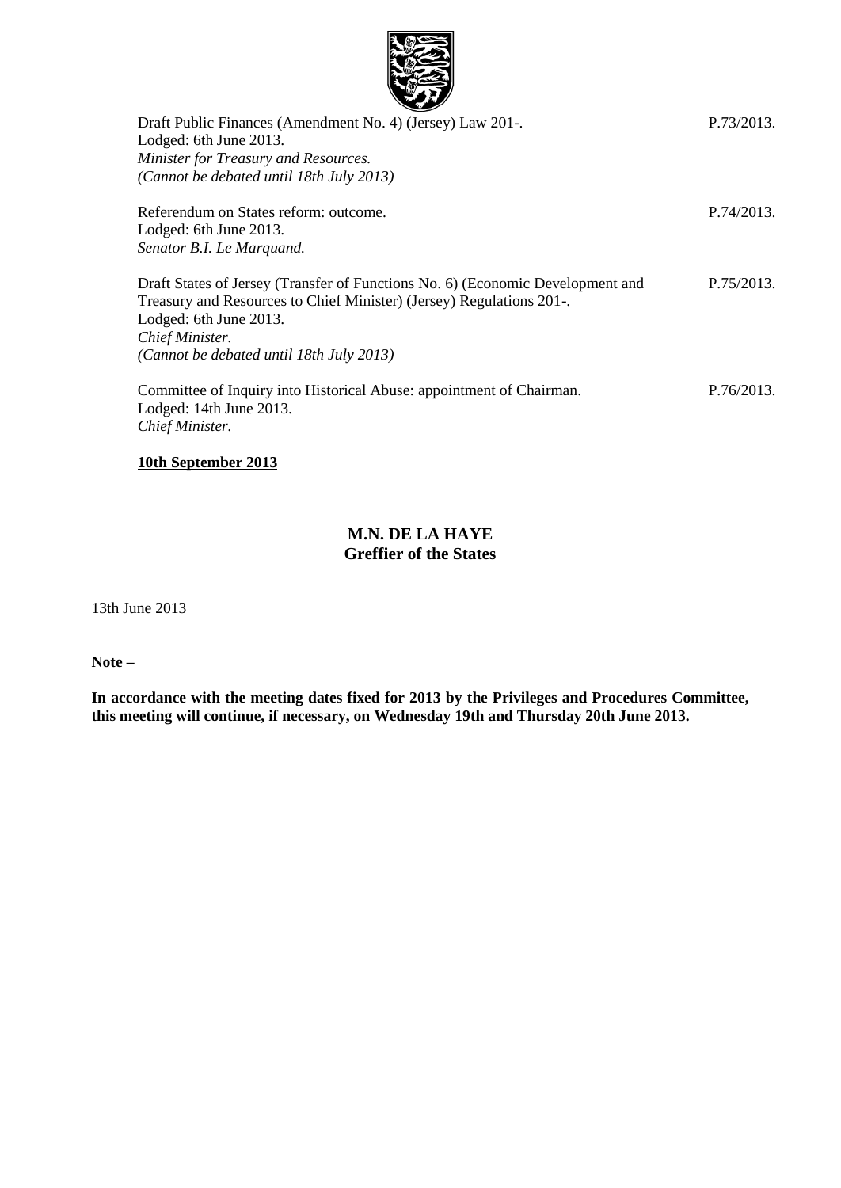Draft Public Finances (Amendment No. 4) (Jersey) Law 201-. P.73/2013.
Lodged: 6th June 2013.
*Minister for Treasury and Resources.*
*(Cannot be debated until 18th July 2013)*

Referendum on States reform: outcome. P.74/2013.
Lodged: 6th June 2013.
*Senator B.I. Le Marquand.*

Draft States of Jersey (Transfer of Functions No. 6) (Economic Development and Treasury and Resources to Chief Minister) (Jersey) Regulations 201-. P.75/2013.
Lodged: 6th June 2013.
*Chief Minister.*
*(Cannot be debated until 18th July 2013)*

Committee of Inquiry into Historical Abuse: appointment of Chairman. P.76/2013.
Lodged: 14th June 2013.
*Chief Minister.*

**10th September 2013**

**M.N. DE LA HAYE**
**Greffier of the States**

13th June 2013

**Note –**

**In accordance with the meeting dates fixed for 2013 by the Privileges and Procedures Committee, this meeting will continue, if necessary, on Wednesday 19th and Thursday 20th June 2013.**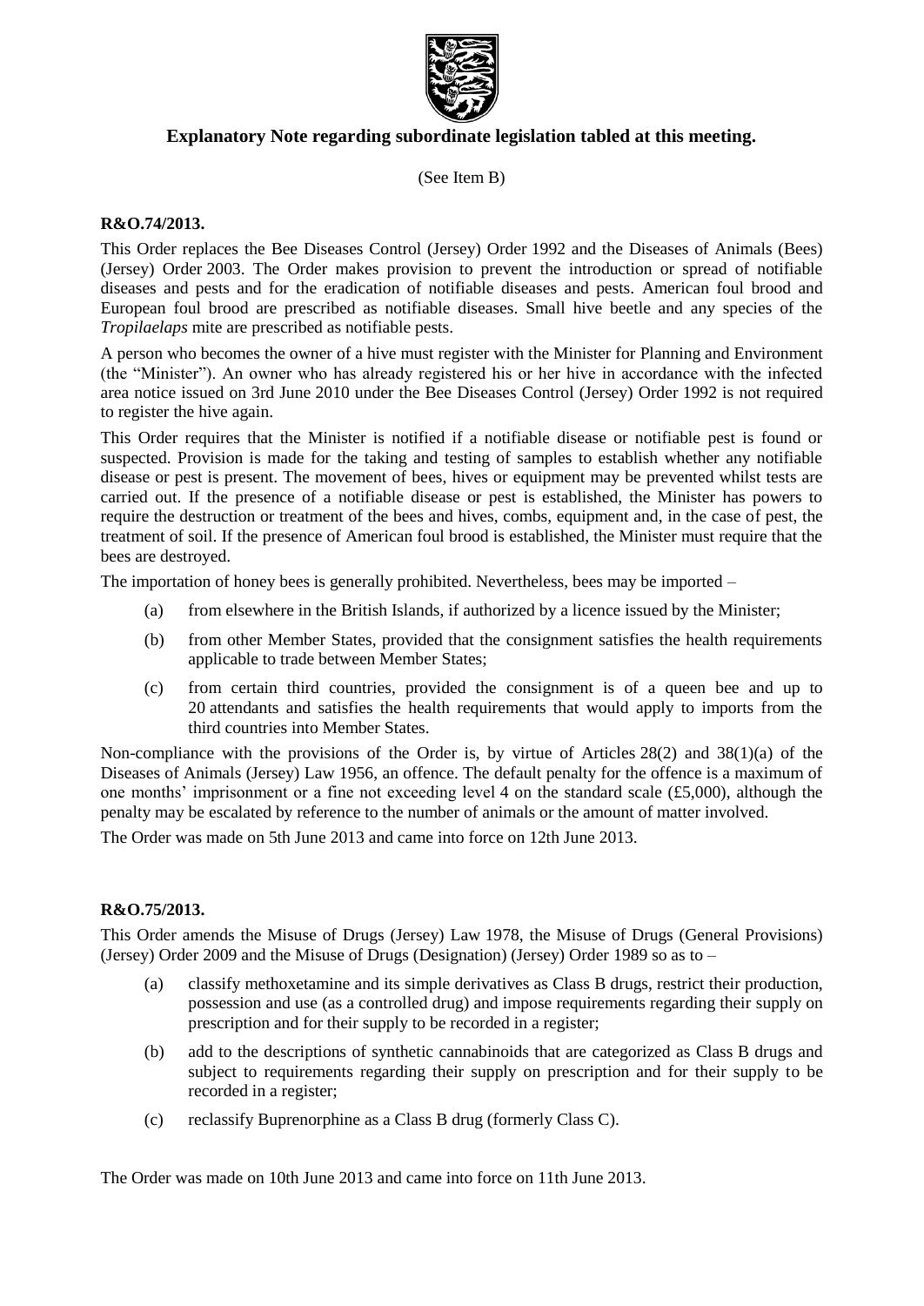## Explanatory Note regarding subordinate legislation tabled at this meeting.

(See Item B)

**R&O.74/2013.**

This Order replaces the Bee Diseases Control (Jersey) Order 1992 and the Diseases of Animals (Bees) (Jersey) Order 2003. The Order makes provision to prevent the introduction or spread of notifiable diseases and pests and for the eradication of notifiable diseases and pests. American foul brood and European foul brood are prescribed as notifiable diseases. Small hive beetle and any species of the *Tropilaelaps* mite are prescribed as notifiable pests.

A person who becomes the owner of a hive must register with the Minister for Planning and Environment (the "Minister"). An owner who has already registered his or her hive in accordance with the infected area notice issued on 3rd June 2010 under the Bee Diseases Control (Jersey) Order 1992 is not required to register the hive again.

This Order requires that the Minister is notified if a notifiable disease or notifiable pest is found or suspected. Provision is made for the taking and testing of samples to establish whether any notifiable disease or pest is present. The movement of bees, hives or equipment may be prevented whilst tests are carried out. If the presence of a notifiable disease or pest is established, the Minister has powers to require the destruction or treatment of the bees and hives, combs, equipment and, in the case of pest, the treatment of soil. If the presence of American foul brood is established, the Minister must require that the bees are destroyed.

The importation of honey bees is generally prohibited. Nevertheless, bees may be imported –

(a) from elsewhere in the British Islands, if authorized by a licence issued by the Minister;

(b) from other Member States, provided that the consignment satisfies the health requirements applicable to trade between Member States;

(c) from certain third countries, provided the consignment is of a queen bee and up to 20 attendants and satisfies the health requirements that would apply to imports from the third countries into Member States.

Non-compliance with the provisions of the Order is, by virtue of Articles 28(2) and 38(1)(a) of the Diseases of Animals (Jersey) Law 1956, an offence. The default penalty for the offence is a maximum of one months' imprisonment or a fine not exceeding level 4 on the standard scale (£5,000), although the penalty may be escalated by reference to the number of animals or the amount of matter involved.

The Order was made on 5th June 2013 and came into force on 12th June 2013.

**R&O.75/2013.**

This Order amends the Misuse of Drugs (Jersey) Law 1978, the Misuse of Drugs (General Provisions) (Jersey) Order 2009 and the Misuse of Drugs (Designation) (Jersey) Order 1989 so as to –

(a) classify methoxetamine and its simple derivatives as Class B drugs, restrict their production, possession and use (as a controlled drug) and impose requirements regarding their supply on prescription and for their supply to be recorded in a register;

(b) add to the descriptions of synthetic cannabinoids that are categorized as Class B drugs and subject to requirements regarding their supply on prescription and for their supply to be recorded in a register;

(c) reclassify Buprenorphine as a Class B drug (formerly Class C).

The Order was made on 10th June 2013 and came into force on 11th June 2013.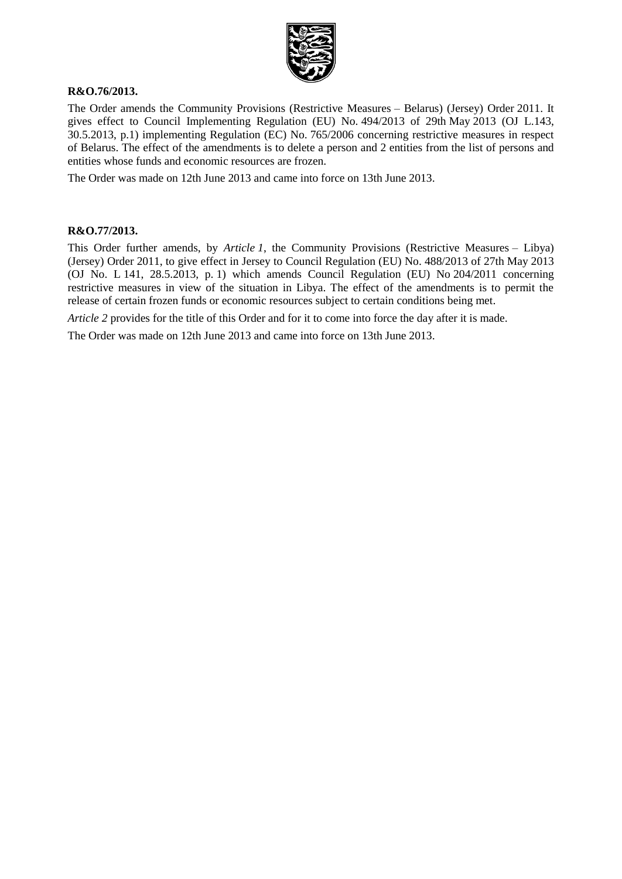**R&O.76/2013.**

The Order amends the Community Provisions (Restrictive Measures – Belarus) (Jersey) Order 2011. It gives effect to Council Implementing Regulation (EU) No. 494/2013 of 29th May 2013 (OJ L.143, 30.5.2013, p.1) implementing Regulation (EC) No. 765/2006 concerning restrictive measures in respect of Belarus. The effect of the amendments is to delete a person and 2 entities from the list of persons and entities whose funds and economic resources are frozen.

The Order was made on 12th June 2013 and came into force on 13th June 2013.

**R&O.77/2013.**

This Order further amends, by *Article 1*, the Community Provisions (Restrictive Measures – Libya) (Jersey) Order 2011, to give effect in Jersey to Council Regulation (EU) No. 488/2013 of 27th May 2013 (OJ No. L 141, 28.5.2013, p. 1) which amends Council Regulation (EU) No 204/2011 concerning restrictive measures in view of the situation in Libya. The effect of the amendments is to permit the release of certain frozen funds or economic resources subject to certain conditions being met.

*Article 2* provides for the title of this Order and for it to come into force the day after it is made.

The Order was made on 12th June 2013 and came into force on 13th June 2013.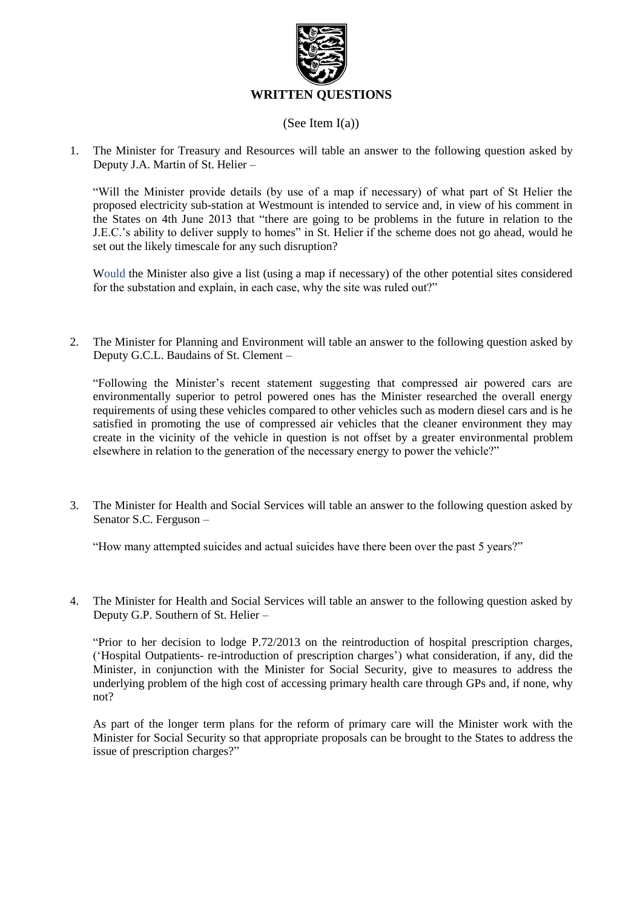## WRITTEN QUESTIONS

(See Item I(a))

1. The Minister for Treasury and Resources will table an answer to the following question asked by Deputy J.A. Martin of St. Helier –

   "Will the Minister provide details (by use of a map if necessary) of what part of St Helier the proposed electricity sub-station at Westmount is intended to service and, in view of his comment in the States on 4th June 2013 that "there are going to be problems in the future in relation to the J.E.C.'s ability to deliver supply to homes" in St. Helier if the scheme does not go ahead, would he set out the likely timescale for any such disruption?

   Would the Minister also give a list (using a map if necessary) of the other potential sites considered for the substation and explain, in each case, why the site was ruled out?"

2. The Minister for Planning and Environment will table an answer to the following question asked by Deputy G.C.L. Baudains of St. Clement –

   "Following the Minister's recent statement suggesting that compressed air powered cars are environmentally superior to petrol powered ones has the Minister researched the overall energy requirements of using these vehicles compared to other vehicles such as modern diesel cars and is he satisfied in promoting the use of compressed air vehicles that the cleaner environment they may create in the vicinity of the vehicle in question is not offset by a greater environmental problem elsewhere in relation to the generation of the necessary energy to power the vehicle?"

3. The Minister for Health and Social Services will table an answer to the following question asked by Senator S.C. Ferguson –

   "How many attempted suicides and actual suicides have there been over the past 5 years?"

4. The Minister for Health and Social Services will table an answer to the following question asked by Deputy G.P. Southern of St. Helier –

   "Prior to her decision to lodge P.72/2013 on the reintroduction of hospital prescription charges, ('Hospital Outpatients- re-introduction of prescription charges') what consideration, if any, did the Minister, in conjunction with the Minister for Social Security, give to measures to address the underlying problem of the high cost of accessing primary health care through GPs and, if none, why not?

   As part of the longer term plans for the reform of primary care will the Minister work with the Minister for Social Security so that appropriate proposals can be brought to the States to address the issue of prescription charges?"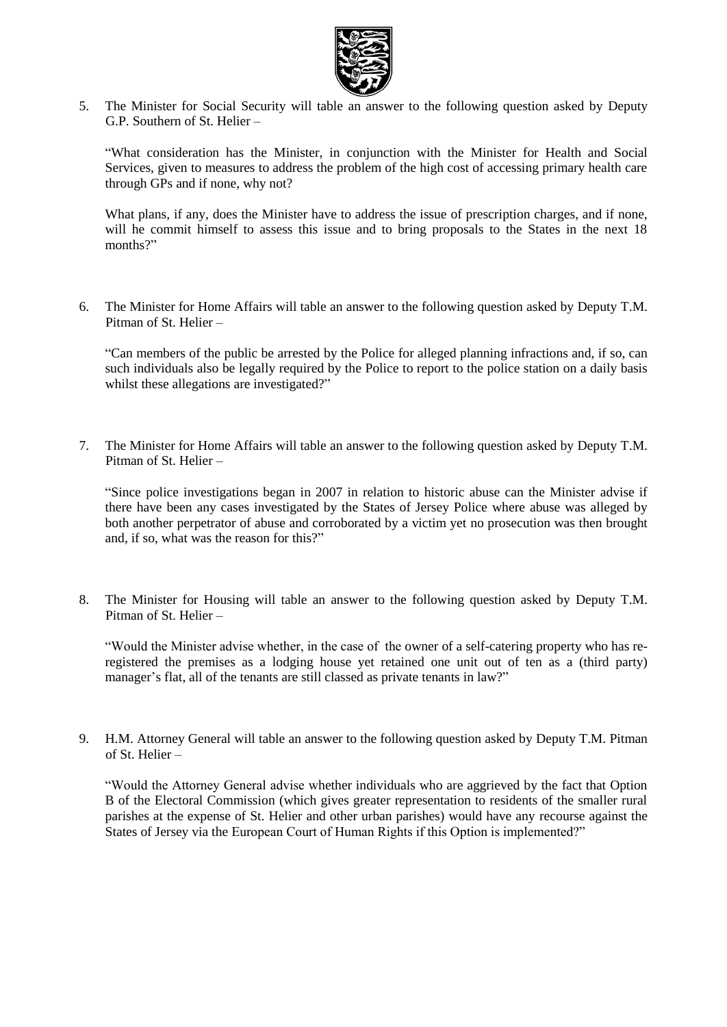5. The Minister for Social Security will table an answer to the following question asked by Deputy G.P. Southern of St. Helier –

   "What consideration has the Minister, in conjunction with the Minister for Health and Social Services, given to measures to address the problem of the high cost of accessing primary health care through GPs and if none, why not?

   What plans, if any, does the Minister have to address the issue of prescription charges, and if none, will he commit himself to assess this issue and to bring proposals to the States in the next 18 months?"

6. The Minister for Home Affairs will table an answer to the following question asked by Deputy T.M. Pitman of St. Helier –

   "Can members of the public be arrested by the Police for alleged planning infractions and, if so, can such individuals also be legally required by the Police to report to the police station on a daily basis whilst these allegations are investigated?"

7. The Minister for Home Affairs will table an answer to the following question asked by Deputy T.M. Pitman of St. Helier –

   "Since police investigations began in 2007 in relation to historic abuse can the Minister advise if there have been any cases investigated by the States of Jersey Police where abuse was alleged by both another perpetrator of abuse and corroborated by a victim yet no prosecution was then brought and, if so, what was the reason for this?"

8. The Minister for Housing will table an answer to the following question asked by Deputy T.M. Pitman of St. Helier –

   "Would the Minister advise whether, in the case of the owner of a self-catering property who has re-registered the premises as a lodging house yet retained one unit out of ten as a (third party) manager's flat, all of the tenants are still classed as private tenants in law?"

9. H.M. Attorney General will table an answer to the following question asked by Deputy T.M. Pitman of St. Helier –

   "Would the Attorney General advise whether individuals who are aggrieved by the fact that Option B of the Electoral Commission (which gives greater representation to residents of the smaller rural parishes at the expense of St. Helier and other urban parishes) would have any recourse against the States of Jersey via the European Court of Human Rights if this Option is implemented?"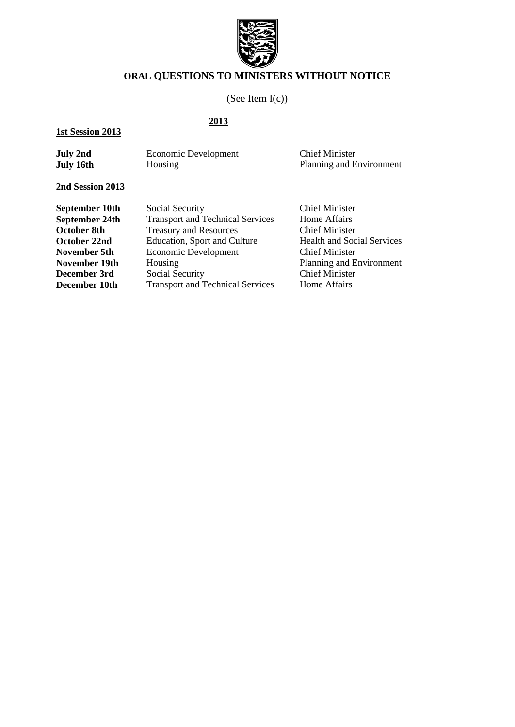# ORAL QUESTIONS TO MINISTERS WITHOUT NOTICE

(See Item I(c))

**2013**

**1st Session 2013**

| | | |
|---|---|---|
| **July 2nd** | Economic Development | Chief Minister |
| **July 16th** | Housing | Planning and Environment |

**2nd Session 2013**

| | | |
|---|---|---|
| **September 10th** | Social Security | Chief Minister |
| **September 24th** | Transport and Technical Services | Home Affairs |
| **October 8th** | Treasury and Resources | Chief Minister |
| **October 22nd** | Education, Sport and Culture | Health and Social Services |
| **November 5th** | Economic Development | Chief Minister |
| **November 19th** | Housing | Planning and Environment |
| **December 3rd** | Social Security | Chief Minister |
| **December 10th** | Transport and Technical Services | Home Affairs |